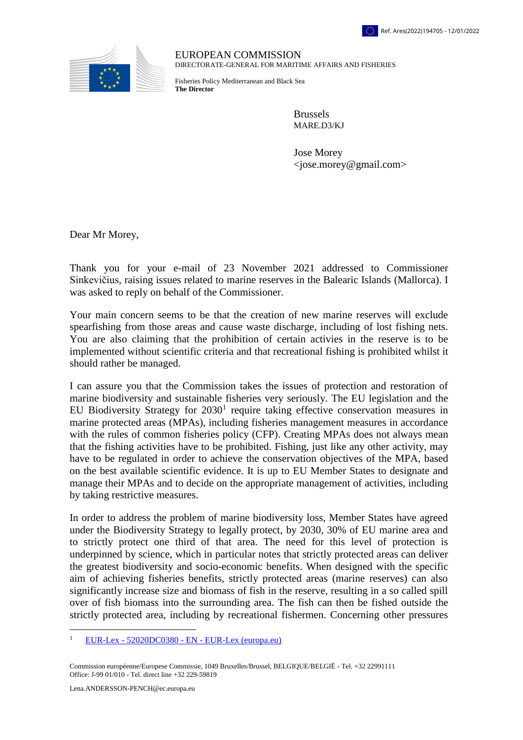Ref. Ares(2022)194705 - 12/01/2022

EUROPEAN COMMISSION
DIRECTORATE-GENERAL FOR MARITIME AFFAIRS AND FISHERIES

Fisheries Policy Mediterranean and Black Sea
**The Director**

Brussels
MARE.D3/KJ

Jose Morey
<jose.morey@gmail.com>

Dear Mr Morey,

Thank you for your e-mail of 23 November 2021 addressed to Commissioner Sinkevičius, raising issues related to marine reserves in the Balearic Islands (Mallorca). I was asked to reply on behalf of the Commissioner.

Your main concern seems to be that the creation of new marine reserves will exclude spearfishing from those areas and cause waste discharge, including of lost fishing nets. You are also claiming that the prohibition of certain activies in the reserve is to be implemented without scientific criteria and that recreational fishing is prohibited whilst it should rather be managed.

I can assure you that the Commission takes the issues of protection and restoration of marine biodiversity and sustainable fisheries very seriously. The EU legislation and the EU Biodiversity Strategy for 2030[1] require taking effective conservation measures in marine protected areas (MPAs), including fisheries management measures in accordance with the rules of common fisheries policy (CFP). Creating MPAs does not always mean that the fishing activities have to be prohibited. Fishing, just like any other activity, may have to be regulated in order to achieve the conservation objectives of the MPA, based on the best available scientific evidence. It is up to EU Member States to designate and manage their MPAs and to decide on the appropriate management of activities, including by taking restrictive measures.

In order to address the problem of marine biodiversity loss, Member States have agreed under the Biodiversity Strategy to legally protect, by 2030, 30% of EU marine area and to strictly protect one third of that area. The need for this level of protection is underpinned by science, which in particular notes that strictly protected areas can deliver the greatest biodiversity and socio-economic benefits. When designed with the specific aim of achieving fisheries benefits, strictly protected areas (marine reserves) can also significantly increase size and biomass of fish in the reserve, resulting in a so called spill over of fish biomass into the surrounding area. The fish can then be fished outside the strictly protected area, including by recreational fishermen. Concerning other pressures

[1] EUR-Lex - 52020DC0380 - EN - EUR-Lex (europa.eu)

Commission européenne/Europese Commissie, 1049 Bruxelles/Brussel, BELGIQUE/BELGIË - Tel. +32 22991111
Office: J-99 01/010 - Tel. direct line +32 229-59819

Lena.ANDERSSON-PENCH@ec.europa.eu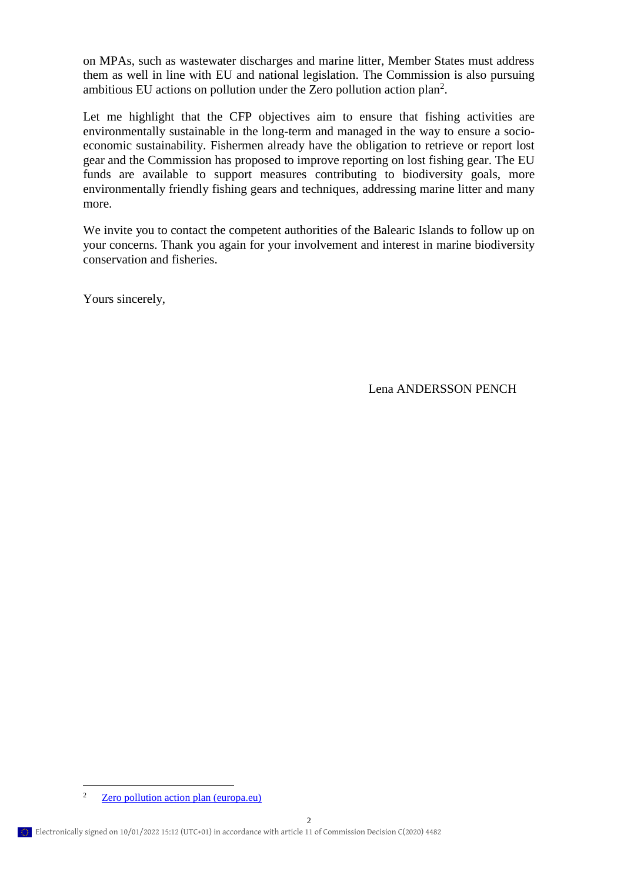on MPAs, such as wastewater discharges and marine litter, Member States must address them as well in line with EU and national legislation. The Commission is also pursuing ambitious EU actions on pollution under the Zero pollution action plan[2].

Let me highlight that the CFP objectives aim to ensure that fishing activities are environmentally sustainable in the long-term and managed in the way to ensure a socio-economic sustainability. Fishermen already have the obligation to retrieve or report lost gear and the Commission has proposed to improve reporting on lost fishing gear. The EU funds are available to support measures contributing to biodiversity goals, more environmentally friendly fishing gears and techniques, addressing marine litter and many more.

We invite you to contact the competent authorities of the Balearic Islands to follow up on your concerns. Thank you again for your involvement and interest in marine biodiversity conservation and fisheries.

Yours sincerely,

Lena ANDERSSON PENCH

---

[2] Zero pollution action plan (europa.eu)

Electronically signed on 10/01/2022 15:12 (UTC+01) in accordance with article 11 of Commission Decision C(2020) 4482